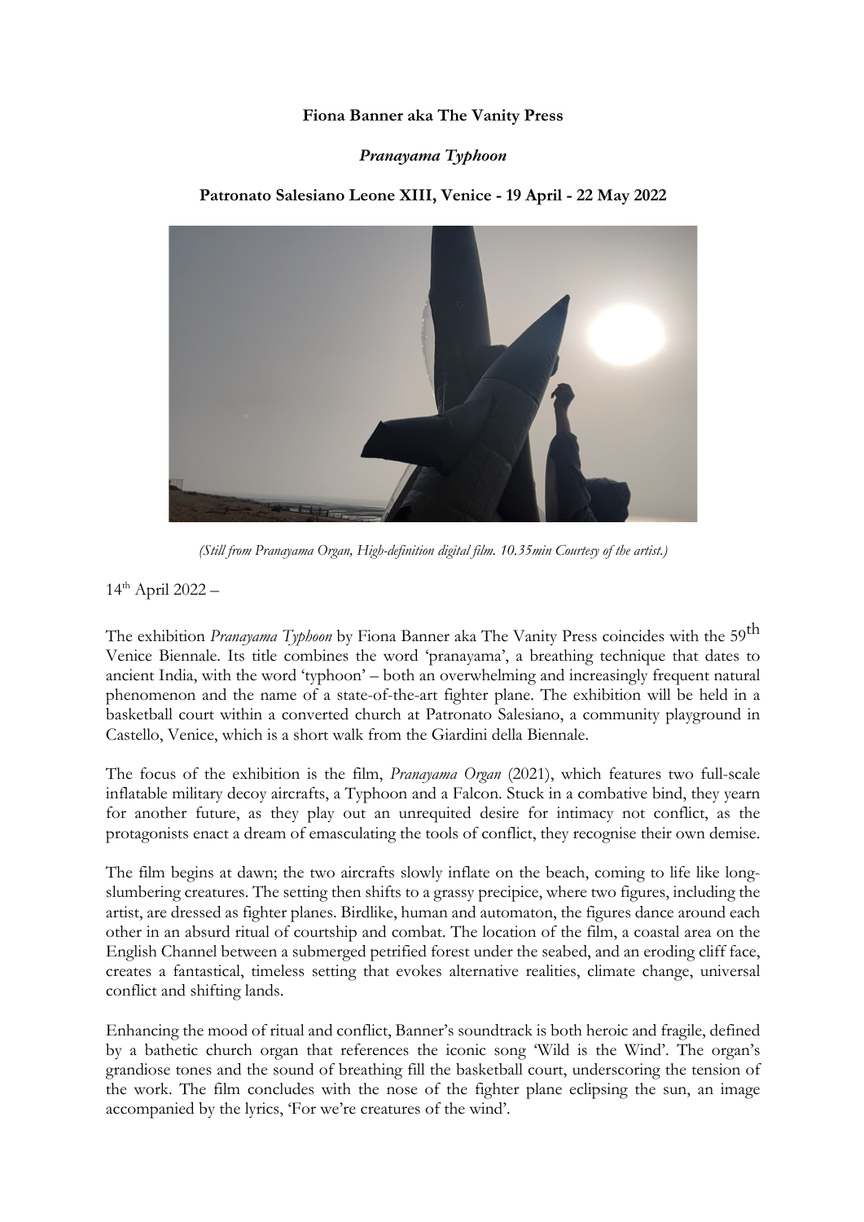**Fiona Banner aka The Vanity Press**

***Pranayama Typhoon***

**Patronato Salesiano Leone XIII, Venice - 19 April - 22 May 2022**

*(Still from Pranayama Organ, High-definition digital film. 10.35min Courtesy of the artist.)*

14th April 2022 –

The exhibition *Pranayama Typhoon* by Fiona Banner aka The Vanity Press coincides with the 59th Venice Biennale. Its title combines the word 'pranayama', a breathing technique that dates to ancient India, with the word 'typhoon' – both an overwhelming and increasingly frequent natural phenomenon and the name of a state-of-the-art fighter plane. The exhibition will be held in a basketball court within a converted church at Patronato Salesiano, a community playground in Castello, Venice, which is a short walk from the Giardini della Biennale.

The focus of the exhibition is the film, *Pranayama Organ* (2021), which features two full-scale inflatable military decoy aircrafts, a Typhoon and a Falcon. Stuck in a combative bind, they yearn for another future, as they play out an unrequited desire for intimacy not conflict, as the protagonists enact a dream of emasculating the tools of conflict, they recognise their own demise.

The film begins at dawn; the two aircrafts slowly inflate on the beach, coming to life like long-slumbering creatures. The setting then shifts to a grassy precipice, where two figures, including the artist, are dressed as fighter planes. Birdlike, human and automaton, the figures dance around each other in an absurd ritual of courtship and combat. The location of the film, a coastal area on the English Channel between a submerged petrified forest under the seabed, and an eroding cliff face, creates a fantastical, timeless setting that evokes alternative realities, climate change, universal conflict and shifting lands.

Enhancing the mood of ritual and conflict, Banner's soundtrack is both heroic and fragile, defined by a bathetic church organ that references the iconic song 'Wild is the Wind'. The organ's grandiose tones and the sound of breathing fill the basketball court, underscoring the tension of the work. The film concludes with the nose of the fighter plane eclipsing the sun, an image accompanied by the lyrics, 'For we're creatures of the wind'.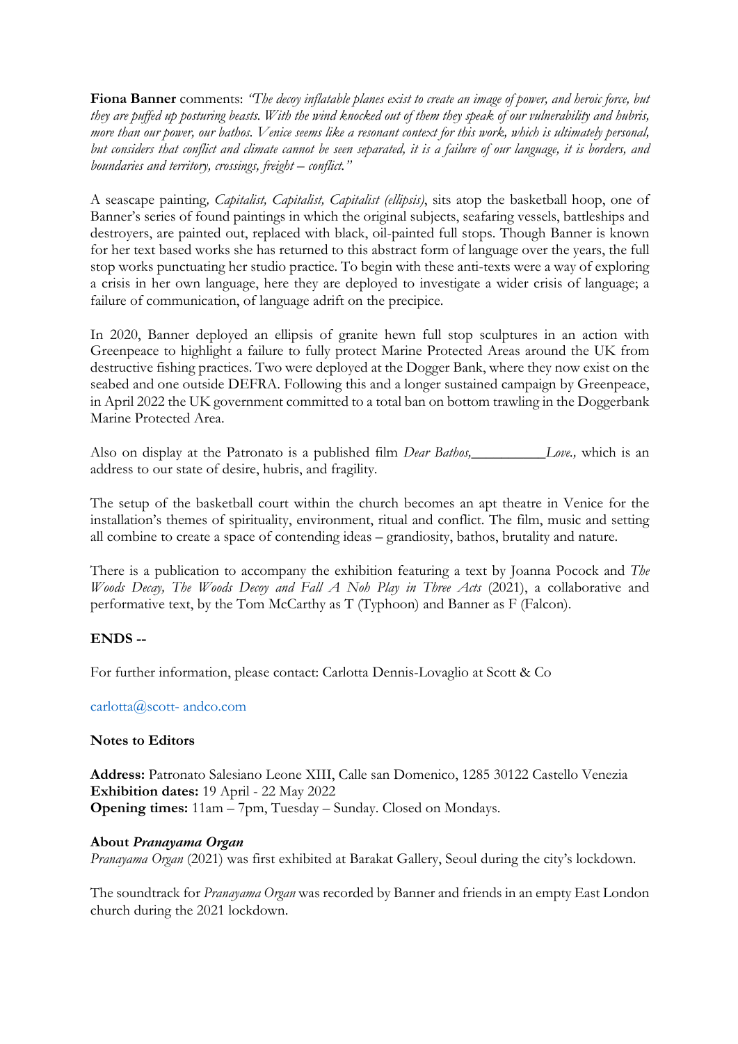**Fiona Banner** comments: *"The decoy inflatable planes exist to create an image of power, and heroic force, but they are puffed up posturing beasts. With the wind knocked out of them they speak of our vulnerability and hubris, more than our power, our bathos. Venice seems like a resonant context for this work, which is ultimately personal, but considers that conflict and climate cannot be seen separated, it is a failure of our language, it is borders, and boundaries and territory, crossings, freight – conflict."*

A seascape painting, *Capitalist, Capitalist, Capitalist (ellipsis)*, sits atop the basketball hoop, one of Banner's series of found paintings in which the original subjects, seafaring vessels, battleships and destroyers, are painted out, replaced with black, oil-painted full stops. Though Banner is known for her text based works she has returned to this abstract form of language over the years, the full stop works punctuating her studio practice. To begin with these anti-texts were a way of exploring a crisis in her own language, here they are deployed to investigate a wider crisis of language; a failure of communication, of language adrift on the precipice.

In 2020, Banner deployed an ellipsis of granite hewn full stop sculptures in an action with Greenpeace to highlight a failure to fully protect Marine Protected Areas around the UK from destructive fishing practices. Two were deployed at the Dogger Bank, where they now exist on the seabed and one outside DEFRA. Following this and a longer sustained campaign by Greenpeace, in April 2022 the UK government committed to a total ban on bottom trawling in the Doggerbank Marine Protected Area.

Also on display at the Patronato is a published film *Dear Bathos,__________Love.,* which is an address to our state of desire, hubris, and fragility.

The setup of the basketball court within the church becomes an apt theatre in Venice for the installation's themes of spirituality, environment, ritual and conflict. The film, music and setting all combine to create a space of contending ideas – grandiosity, bathos, brutality and nature.

There is a publication to accompany the exhibition featuring a text by Joanna Pocock and *The Woods Decay, The Woods Decoy and Fall A Noh Play in Three Acts* (2021), a collaborative and performative text, by the Tom McCarthy as T (Typhoon) and Banner as F (Falcon).

**ENDS --**

For further information, please contact: Carlotta Dennis-Lovaglio at Scott & Co

carlotta@scott- andco.com

**Notes to Editors**

**Address:** Patronato Salesiano Leone XIII, Calle san Domenico, 1285 30122 Castello Venezia
**Exhibition dates:** 19 April - 22 May 2022
**Opening times:** 11am – 7pm, Tuesday – Sunday. Closed on Mondays.

**About *Pranayama Organ***
*Pranayama Organ* (2021) was first exhibited at Barakat Gallery, Seoul during the city's lockdown.

The soundtrack for *Pranayama Organ* was recorded by Banner and friends in an empty East London church during the 2021 lockdown.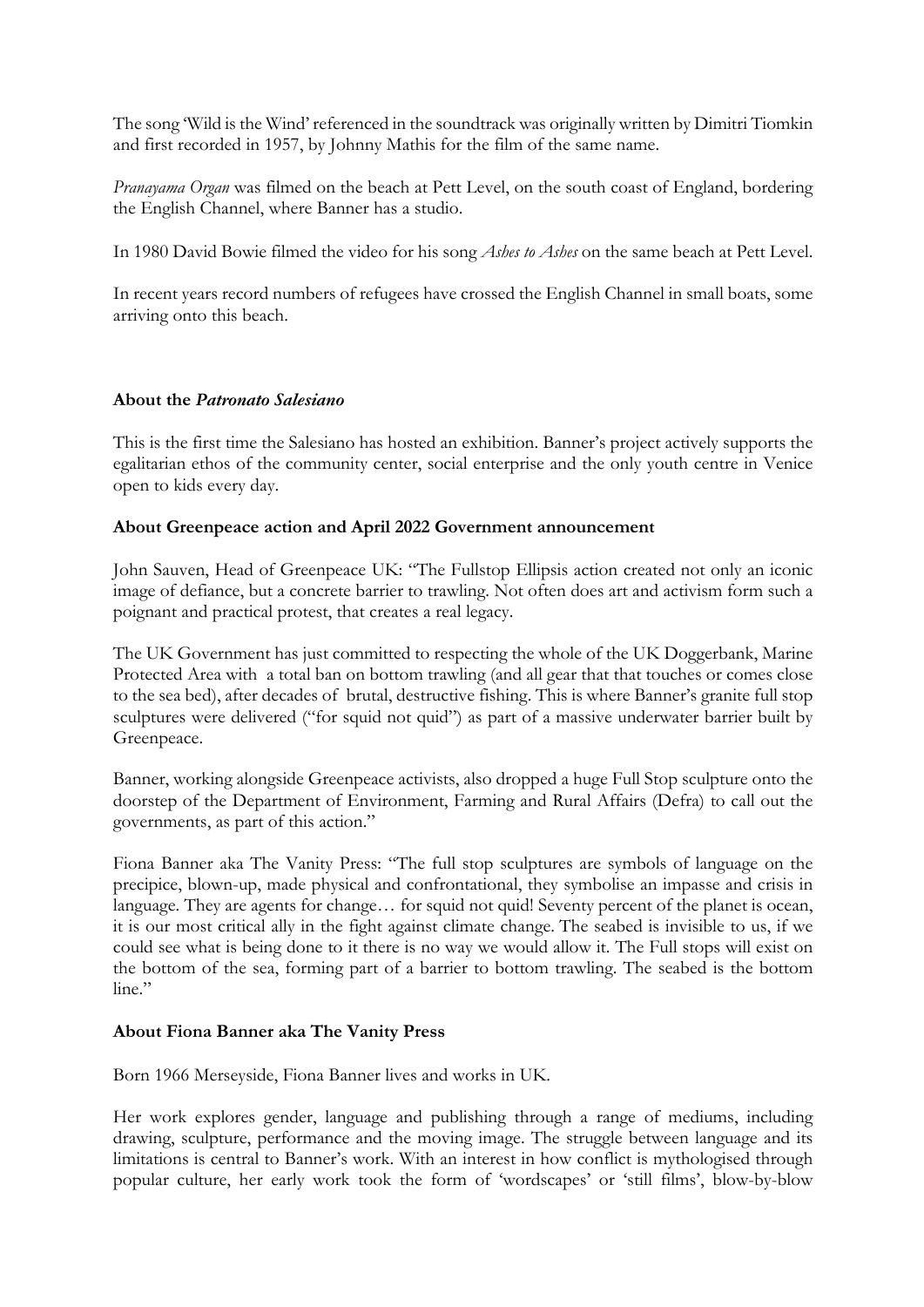The song 'Wild is the Wind' referenced in the soundtrack was originally written by Dimitri Tiomkin and first recorded in 1957, by Johnny Mathis for the film of the same name.

*Pranayama Organ* was filmed on the beach at Pett Level, on the south coast of England, bordering the English Channel, where Banner has a studio.

In 1980 David Bowie filmed the video for his song *Ashes to Ashes* on the same beach at Pett Level.

In recent years record numbers of refugees have crossed the English Channel in small boats, some arriving onto this beach.

**About the *Patronato Salesiano***

This is the first time the Salesiano has hosted an exhibition. Banner's project actively supports the egalitarian ethos of the community center, social enterprise and the only youth centre in Venice open to kids every day.

**About Greenpeace action and April 2022 Government announcement**

John Sauven, Head of Greenpeace UK: "The Fullstop Ellipsis action created not only an iconic image of defiance, but a concrete barrier to trawling. Not often does art and activism form such a poignant and practical protest, that creates a real legacy.

The UK Government has just committed to respecting the whole of the UK Doggerbank, Marine Protected Area with a total ban on bottom trawling (and all gear that that touches or comes close to the sea bed), after decades of brutal, destructive fishing. This is where Banner's granite full stop sculptures were delivered ("for squid not quid") as part of a massive underwater barrier built by Greenpeace.

Banner, working alongside Greenpeace activists, also dropped a huge Full Stop sculpture onto the doorstep of the Department of Environment, Farming and Rural Affairs (Defra) to call out the governments, as part of this action."

Fiona Banner aka The Vanity Press: "The full stop sculptures are symbols of language on the precipice, blown-up, made physical and confrontational, they symbolise an impasse and crisis in language. They are agents for change… for squid not quid! Seventy percent of the planet is ocean, it is our most critical ally in the fight against climate change. The seabed is invisible to us, if we could see what is being done to it there is no way we would allow it. The Full stops will exist on the bottom of the sea, forming part of a barrier to bottom trawling. The seabed is the bottom line."

**About Fiona Banner aka The Vanity Press**

Born 1966 Merseyside, Fiona Banner lives and works in UK.

Her work explores gender, language and publishing through a range of mediums, including drawing, sculpture, performance and the moving image. The struggle between language and its limitations is central to Banner's work. With an interest in how conflict is mythologised through popular culture, her early work took the form of 'wordscapes' or 'still films', blow-by-blow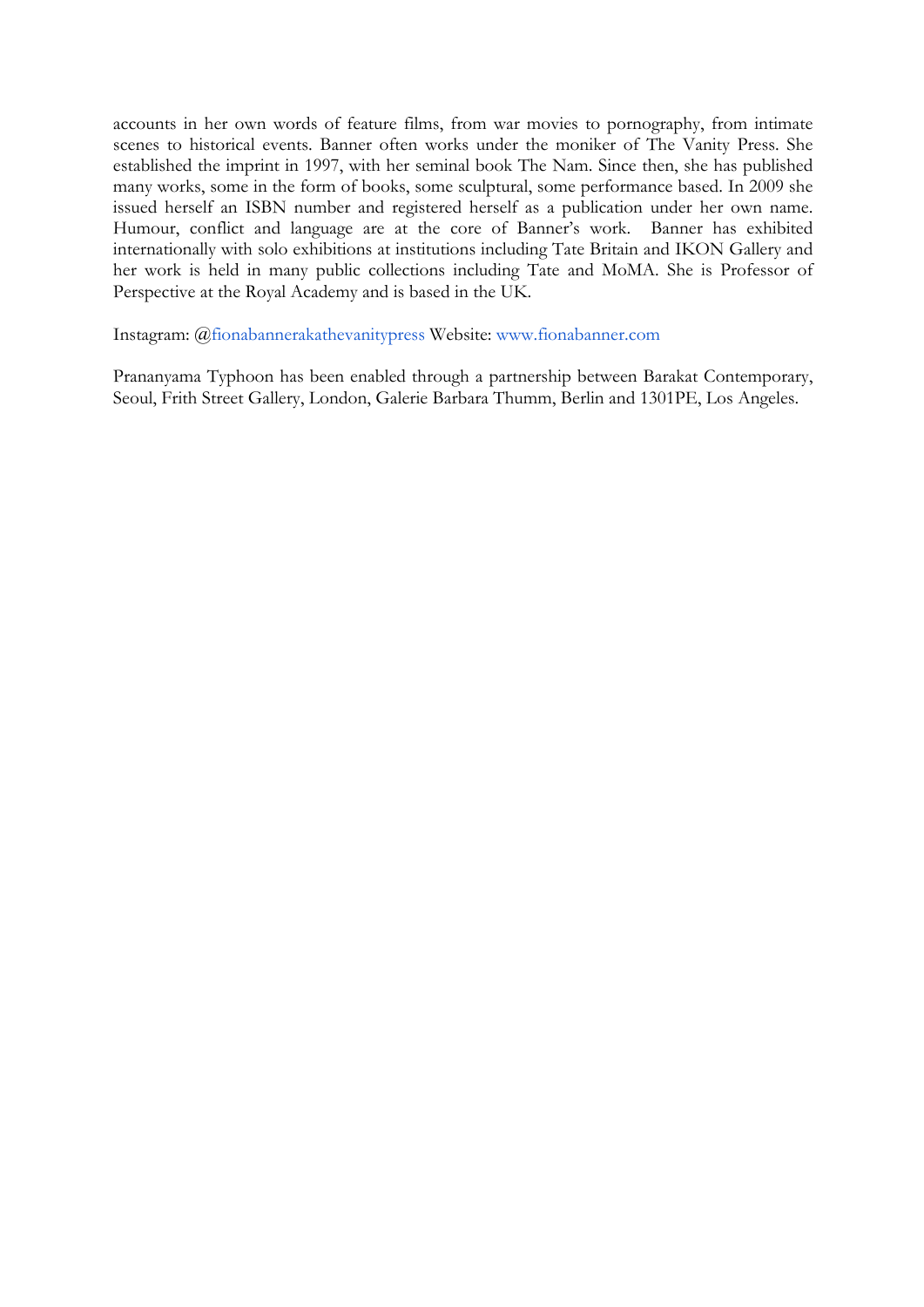accounts in her own words of feature films, from war movies to pornography, from intimate scenes to historical events. Banner often works under the moniker of The Vanity Press. She established the imprint in 1997, with her seminal book The Nam. Since then, she has published many works, some in the form of books, some sculptural, some performance based. In 2009 she issued herself an ISBN number and registered herself as a publication under her own name. Humour, conflict and language are at the core of Banner's work. Banner has exhibited internationally with solo exhibitions at institutions including Tate Britain and IKON Gallery and her work is held in many public collections including Tate and MoMA. She is Professor of Perspective at the Royal Academy and is based in the UK.

Instagram: @fionabannerakathevanitypress Website: www.fionabanner.com

Pranayama Typhoon has been enabled through a partnership between Barakat Contemporary, Seoul, Frith Street Gallery, London, Galerie Barbara Thumm, Berlin and 1301PE, Los Angeles.